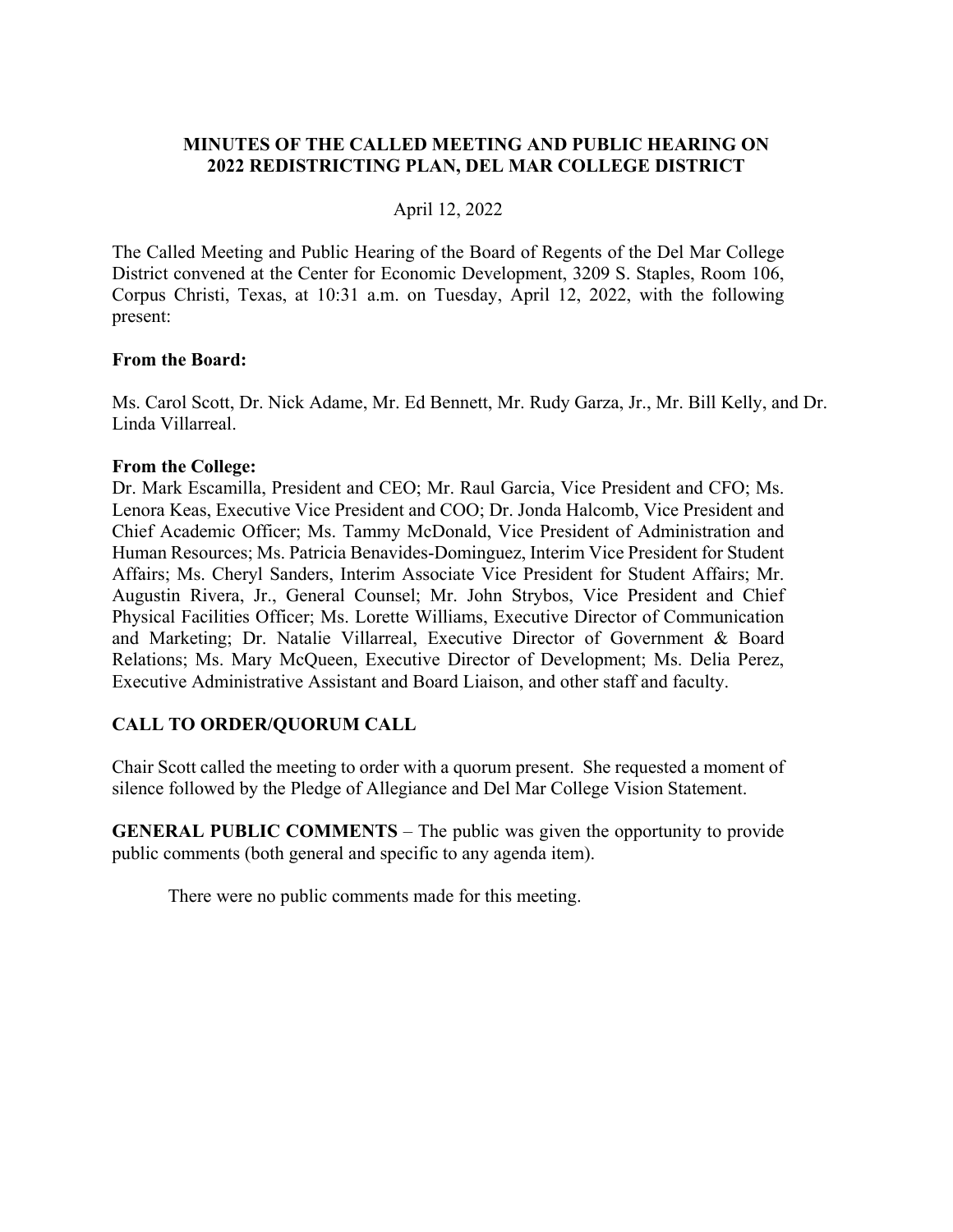# MINUTES OF THE CALLED MEETING AND PUBLIC HEARING ON 2022 REDISTRICTING PLAN, DEL MAR COLLEGE DISTRICT

April 12, 2022

The Called Meeting and Public Hearing of the Board of Regents of the Del Mar College District convened at the Center for Economic Development, 3209 S. Staples, Room 106, Corpus Christi, Texas, at 10:31 a.m. on Tuesday, April 12, 2022, with the following present:

**From the Board:**

Ms. Carol Scott, Dr. Nick Adame, Mr. Ed Bennett, Mr. Rudy Garza, Jr., Mr. Bill Kelly, and Dr. Linda Villarreal.

**From the College:**
Dr. Mark Escamilla, President and CEO; Mr. Raul Garcia, Vice President and CFO; Ms. Lenora Keas, Executive Vice President and COO; Dr. Jonda Halcomb, Vice President and Chief Academic Officer; Ms. Tammy McDonald, Vice President of Administration and Human Resources; Ms. Patricia Benavides-Dominguez, Interim Vice President for Student Affairs; Ms. Cheryl Sanders, Interim Associate Vice President for Student Affairs; Mr. Augustin Rivera, Jr., General Counsel; Mr. John Strybos, Vice President and Chief Physical Facilities Officer; Ms. Lorette Williams, Executive Director of Communication and Marketing; Dr. Natalie Villarreal, Executive Director of Government & Board Relations; Ms. Mary McQueen, Executive Director of Development; Ms. Delia Perez, Executive Administrative Assistant and Board Liaison, and other staff and faculty.

## CALL TO ORDER/QUORUM CALL

Chair Scott called the meeting to order with a quorum present. She requested a moment of silence followed by the Pledge of Allegiance and Del Mar College Vision Statement.

**GENERAL PUBLIC COMMENTS** – The public was given the opportunity to provide public comments (both general and specific to any agenda item).

There were no public comments made for this meeting.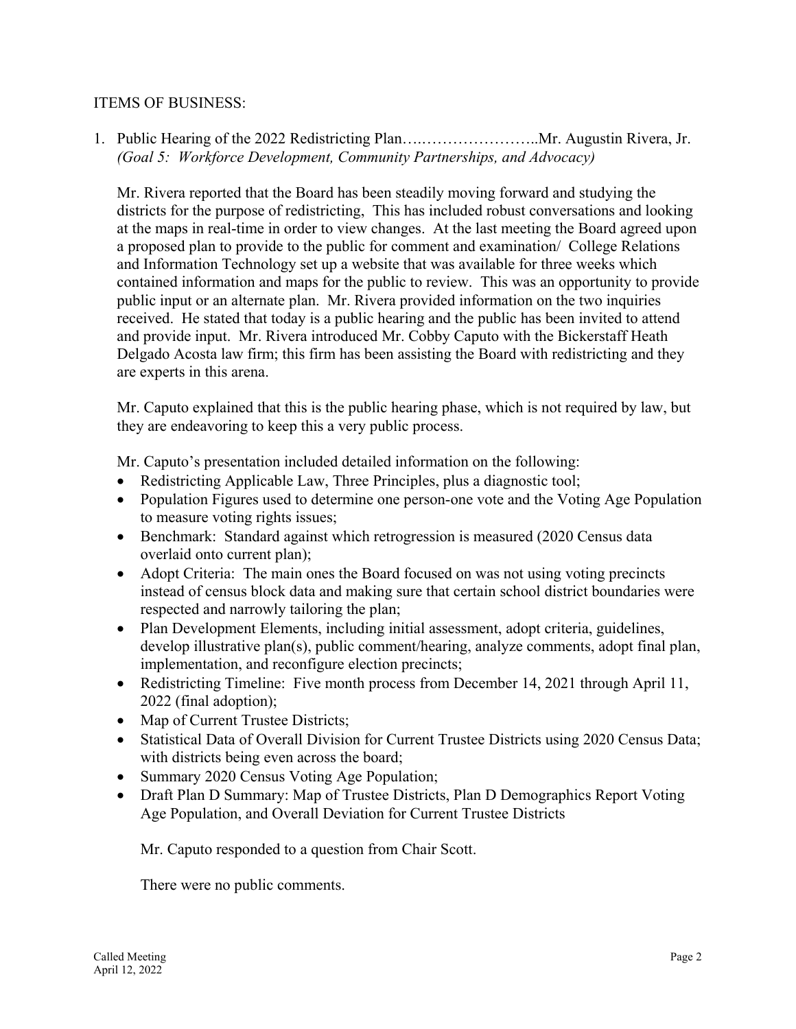ITEMS OF BUSINESS:

1. Public Hearing of the 2022 Redistricting Plan….…………………..Mr. Augustin Rivera, Jr.
*(Goal 5: Workforce Development, Community Partnerships, and Advocacy)*

Mr. Rivera reported that the Board has been steadily moving forward and studying the districts for the purpose of redistricting, This has included robust conversations and looking at the maps in real-time in order to view changes. At the last meeting the Board agreed upon a proposed plan to provide to the public for comment and examination/ College Relations and Information Technology set up a website that was available for three weeks which contained information and maps for the public to review. This was an opportunity to provide public input or an alternate plan. Mr. Rivera provided information on the two inquiries received. He stated that today is a public hearing and the public has been invited to attend and provide input. Mr. Rivera introduced Mr. Cobby Caputo with the Bickerstaff Heath Delgado Acosta law firm; this firm has been assisting the Board with redistricting and they are experts in this arena.

Mr. Caputo explained that this is the public hearing phase, which is not required by law, but they are endeavoring to keep this a very public process.

Mr. Caputo's presentation included detailed information on the following:

- Redistricting Applicable Law, Three Principles, plus a diagnostic tool;
- Population Figures used to determine one person-one vote and the Voting Age Population to measure voting rights issues;
- Benchmark: Standard against which retrogression is measured (2020 Census data overlaid onto current plan);
- Adopt Criteria: The main ones the Board focused on was not using voting precincts instead of census block data and making sure that certain school district boundaries were respected and narrowly tailoring the plan;
- Plan Development Elements, including initial assessment, adopt criteria, guidelines, develop illustrative plan(s), public comment/hearing, analyze comments, adopt final plan, implementation, and reconfigure election precincts;
- Redistricting Timeline: Five month process from December 14, 2021 through April 11, 2022 (final adoption);
- Map of Current Trustee Districts;
- Statistical Data of Overall Division for Current Trustee Districts using 2020 Census Data; with districts being even across the board;
- Summary 2020 Census Voting Age Population;
- Draft Plan D Summary: Map of Trustee Districts, Plan D Demographics Report Voting Age Population, and Overall Deviation for Current Trustee Districts

Mr. Caputo responded to a question from Chair Scott.

There were no public comments.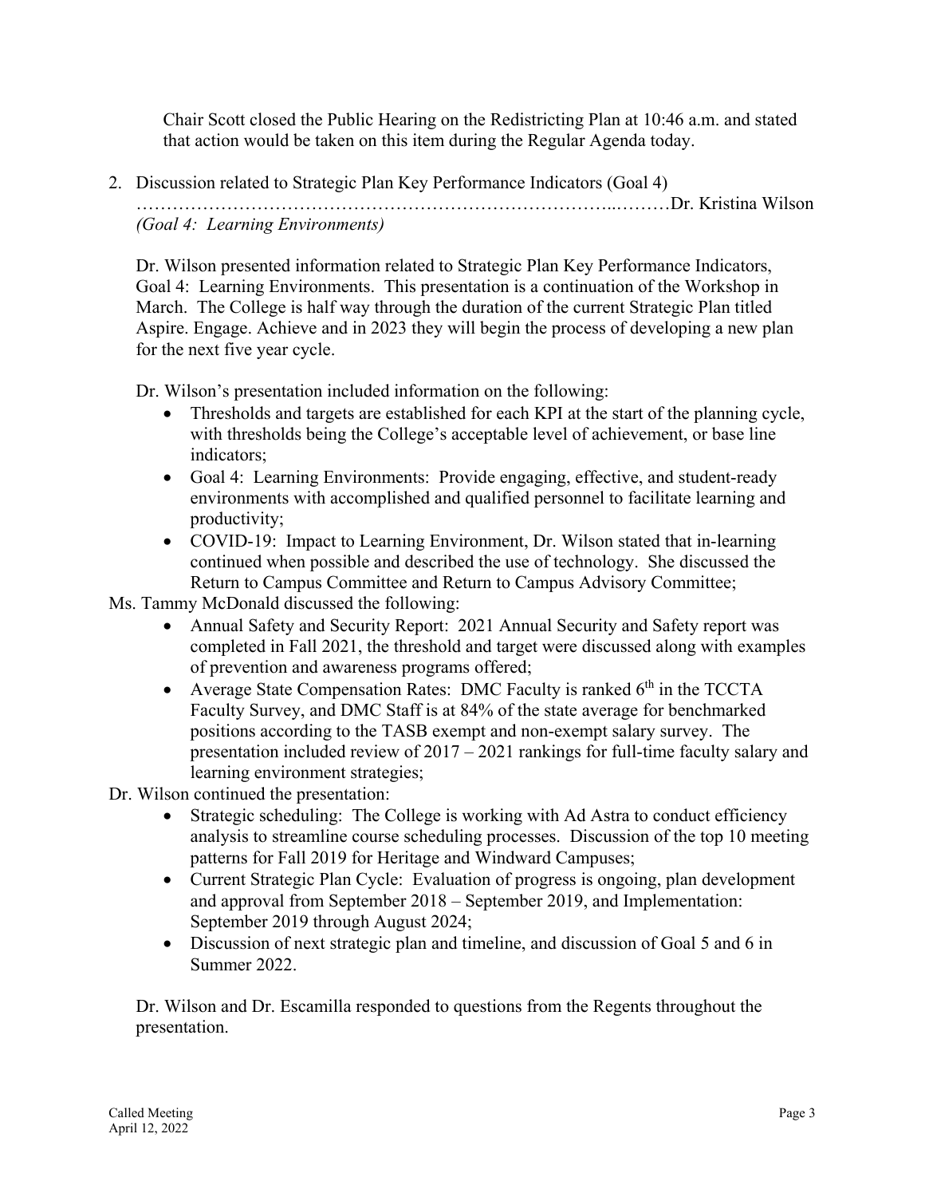Chair Scott closed the Public Hearing on the Redistricting Plan at 10:46 a.m. and stated that action would be taken on this item during the Regular Agenda today.

2. Discussion related to Strategic Plan Key Performance Indicators (Goal 4) ……………………………………………………………………..………Dr. Kristina Wilson
   *(Goal 4: Learning Environments)*

   Dr. Wilson presented information related to Strategic Plan Key Performance Indicators, Goal 4: Learning Environments. This presentation is a continuation of the Workshop in March. The College is half way through the duration of the current Strategic Plan titled Aspire. Engage. Achieve and in 2023 they will begin the process of developing a new plan for the next five year cycle.

   Dr. Wilson's presentation included information on the following:

   - Thresholds and targets are established for each KPI at the start of the planning cycle, with thresholds being the College's acceptable level of achievement, or base line indicators;
   - Goal 4: Learning Environments: Provide engaging, effective, and student-ready environments with accomplished and qualified personnel to facilitate learning and productivity;
   - COVID-19: Impact to Learning Environment, Dr. Wilson stated that in-learning continued when possible and described the use of technology. She discussed the Return to Campus Committee and Return to Campus Advisory Committee;

Ms. Tammy McDonald discussed the following:

   - Annual Safety and Security Report: 2021 Annual Security and Safety report was completed in Fall 2021, the threshold and target were discussed along with examples of prevention and awareness programs offered;
   - Average State Compensation Rates: DMC Faculty is ranked 6th in the TCCTA Faculty Survey, and DMC Staff is at 84% of the state average for benchmarked positions according to the TASB exempt and non-exempt salary survey. The presentation included review of 2017 – 2021 rankings for full-time faculty salary and learning environment strategies;

Dr. Wilson continued the presentation:

   - Strategic scheduling: The College is working with Ad Astra to conduct efficiency analysis to streamline course scheduling processes. Discussion of the top 10 meeting patterns for Fall 2019 for Heritage and Windward Campuses;
   - Current Strategic Plan Cycle: Evaluation of progress is ongoing, plan development and approval from September 2018 – September 2019, and Implementation: September 2019 through August 2024;
   - Discussion of next strategic plan and timeline, and discussion of Goal 5 and 6 in Summer 2022.

   Dr. Wilson and Dr. Escamilla responded to questions from the Regents throughout the presentation.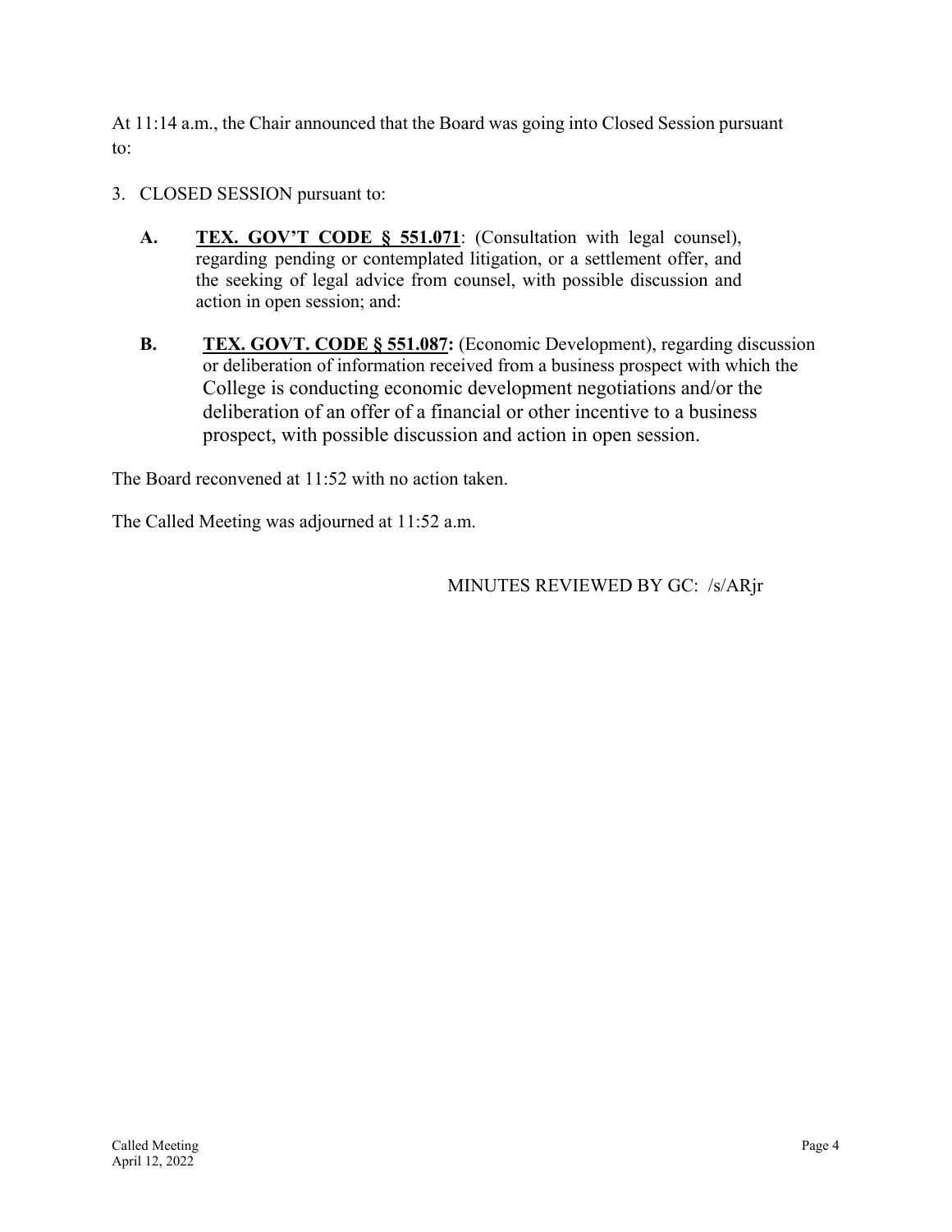At 11:14 a.m., the Chair announced that the Board was going into Closed Session pursuant to:

3. CLOSED SESSION pursuant to:

   **A.** **TEX. GOV'T CODE § 551.071**: (Consultation with legal counsel), regarding pending or contemplated litigation, or a settlement offer, and the seeking of legal advice from counsel, with possible discussion and action in open session; and:

   **B.** **TEX. GOVT. CODE § 551.087:** (Economic Development), regarding discussion or deliberation of information received from a business prospect with which the College is conducting economic development negotiations and/or the deliberation of an offer of a financial or other incentive to a business prospect, with possible discussion and action in open session.

The Board reconvened at 11:52 with no action taken.

The Called Meeting was adjourned at 11:52 a.m.

MINUTES REVIEWED BY GC: /s/ARjr